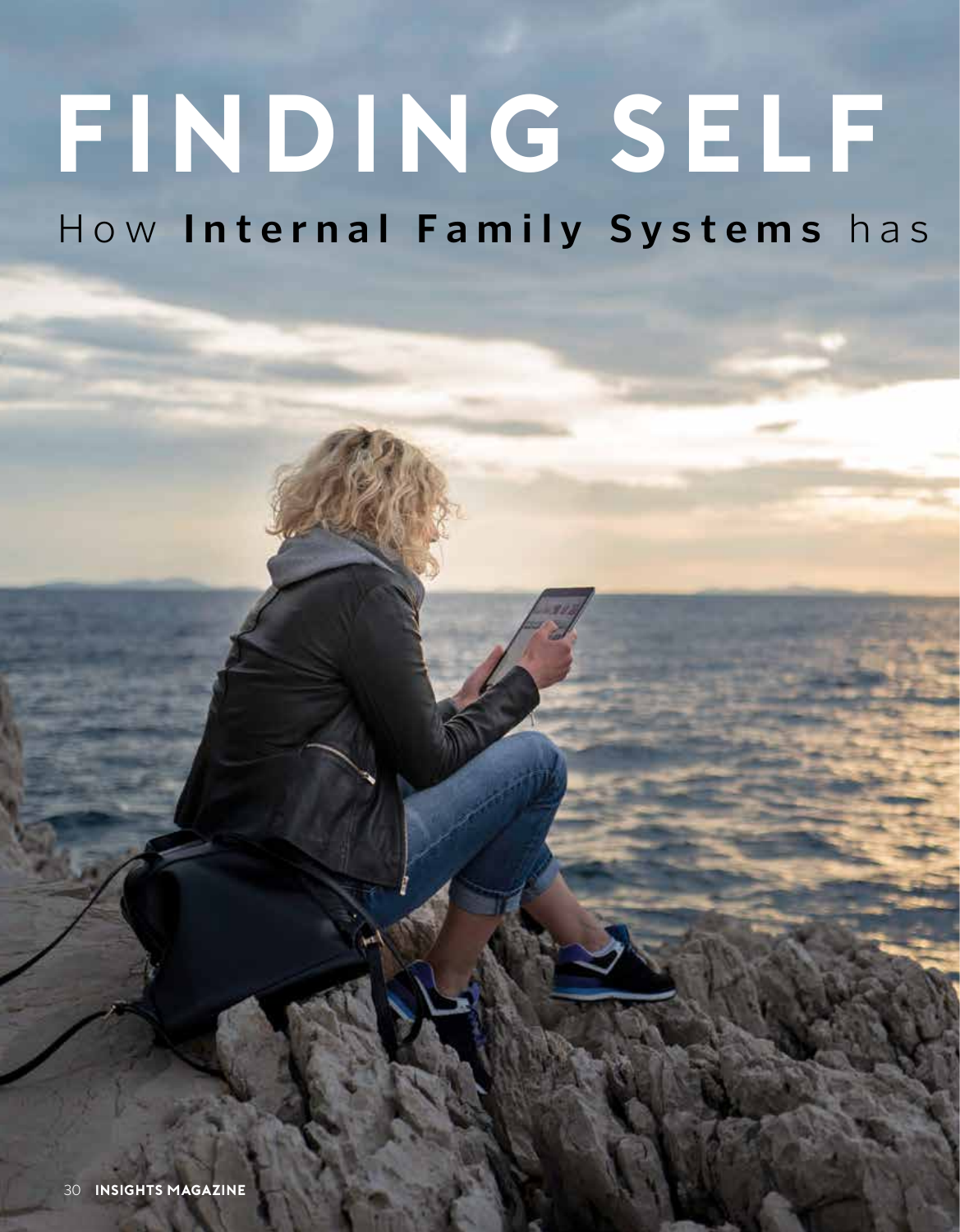# FINDING SELF

## How **Internal Family Systems** has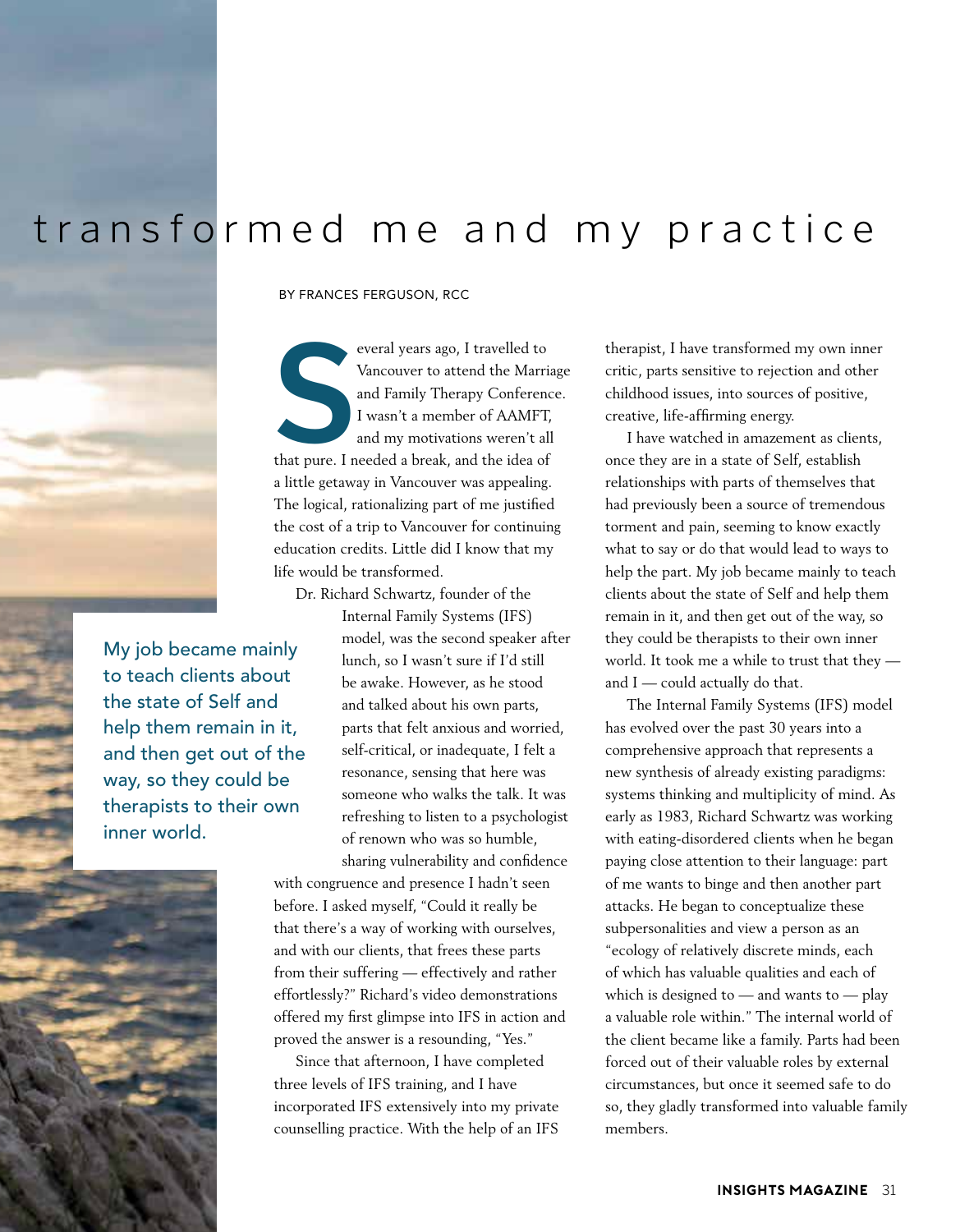# transformed me and my practice

BY FRANCES FERGUSON, RCC

Several years ago, I travelled to Vancouver to attend the Marriage and Family Therapy Conference. I wasn't a member of AAMFT, and my motivations weren't all that pure. I needed a break, and the idea of a little getaway in Vancouver was appealing. The logical, rationalizing part of me justified the cost of a trip to Vancouver for continuing education credits. Little did I know that my life would be transformed.

Dr. Richard Schwartz, founder of the Internal Family Systems (IFS) model, was the second speaker after lunch, so I wasn't sure if I'd still be awake. However, as he stood and talked about his own parts, parts that felt anxious and worried, self-critical, or inadequate, I felt a resonance, sensing that here was someone who walks the talk. It was refreshing to listen to a psychologist of renown who was so humble, sharing vulnerability and confidence with congruence and presence I hadn't seen before. I asked myself, "Could it really be that there's a way of working with ourselves, and with our clients, that frees these parts from their suffering — effectively and rather effortlessly?" Richard's video demonstrations offered my first glimpse into IFS in action and proved the answer is a resounding, "Yes."

> My job became mainly to teach clients about the state of Self and help them remain in it, and then get out of the way, so they could be therapists to their own inner world.

Since that afternoon, I have completed three levels of IFS training, and I have incorporated IFS extensively into my private counselling practice. With the help of an IFS therapist, I have transformed my own inner critic, parts sensitive to rejection and other childhood issues, into sources of positive, creative, life-affirming energy.

I have watched in amazement as clients, once they are in a state of Self, establish relationships with parts of themselves that had previously been a source of tremendous torment and pain, seeming to know exactly what to say or do that would lead to ways to help the part. My job became mainly to teach clients about the state of Self and help them remain in it, and then get out of the way, so they could be therapists to their own inner world. It took me a while to trust that they — and I — could actually do that.

The Internal Family Systems (IFS) model has evolved over the past 30 years into a comprehensive approach that represents a new synthesis of already existing paradigms: systems thinking and multiplicity of mind. As early as 1983, Richard Schwartz was working with eating-disordered clients when he began paying close attention to their language: part of me wants to binge and then another part attacks. He began to conceptualize these subpersonalities and view a person as an "ecology of relatively discrete minds, each of which has valuable qualities and each of which is designed to — and wants to — play a valuable role within." The internal world of the client became like a family. Parts had been forced out of their valuable roles by external circumstances, but once it seemed safe to do so, they gladly transformed into valuable family members.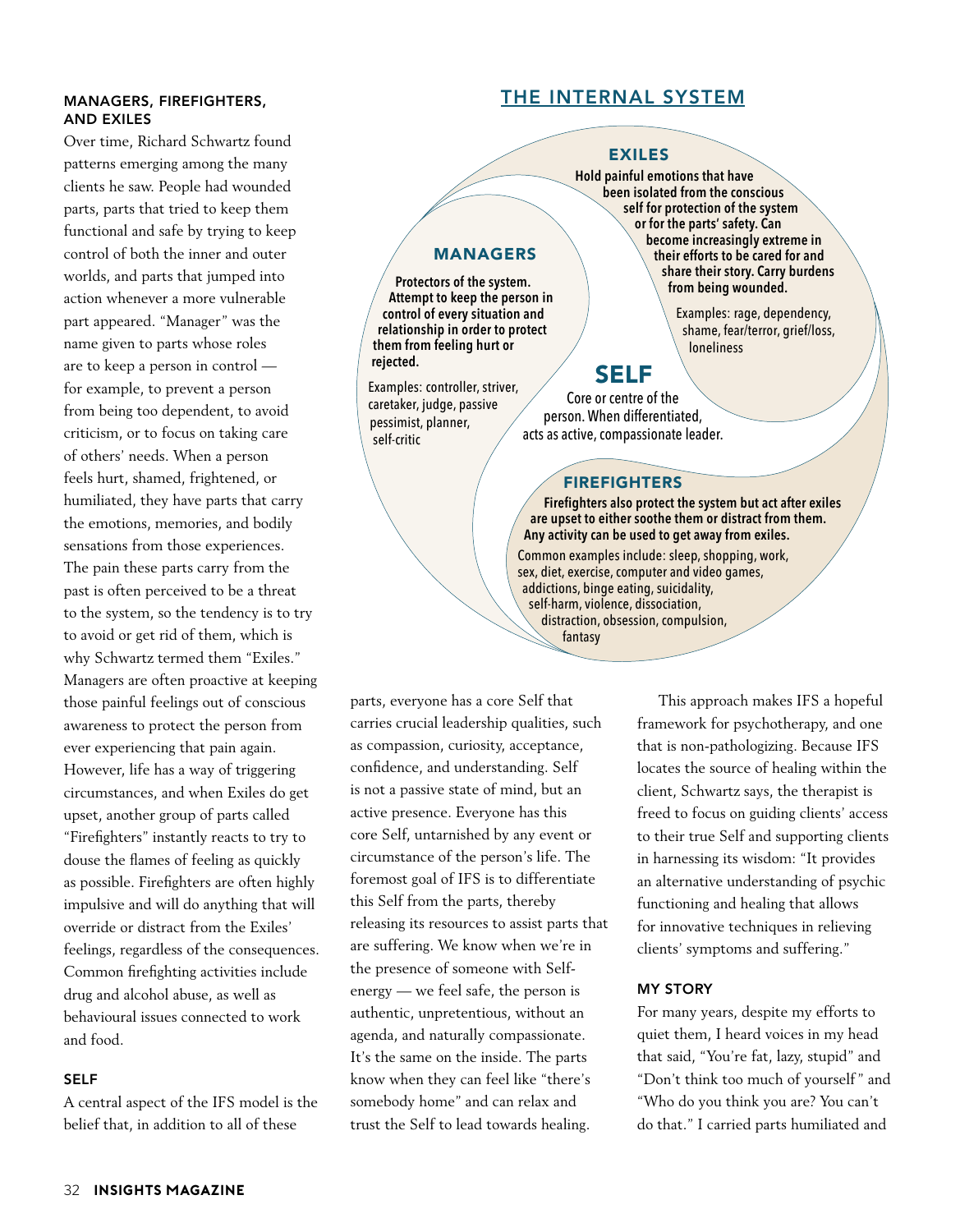### MANAGERS, FIREFIGHTERS, AND EXILES

Over time, Richard Schwartz found patterns emerging among the many clients he saw. People had wounded parts, parts that tried to keep them functional and safe by trying to keep control of both the inner and outer worlds, and parts that jumped into action whenever a more vulnerable part appeared. "Manager" was the name given to parts whose roles are to keep a person in control — for example, to prevent a person from being too dependent, to avoid criticism, or to focus on taking care of others' needs. When a person feels hurt, shamed, frightened, or humiliated, they have parts that carry the emotions, memories, and bodily sensations from those experiences. The pain these parts carry from the past is often perceived to be a threat to the system, so the tendency is to try to avoid or get rid of them, which is why Schwartz termed them "Exiles." Managers are often proactive at keeping those painful feelings out of conscious awareness to protect the person from ever experiencing that pain again. However, life has a way of triggering circumstances, and when Exiles do get upset, another group of parts called "Firefighters" instantly reacts to try to douse the flames of feeling as quickly as possible. Firefighters are often highly impulsive and will do anything that will override or distract from the Exiles' feelings, regardless of the consequences. Common firefighting activities include drug and alcohol abuse, as well as behavioural issues connected to work and food.

### SELF

A central aspect of the IFS model is the belief that, in addition to all of these parts, everyone has a core Self that carries crucial leadership qualities, such as compassion, curiosity, acceptance, confidence, and understanding. Self is not a passive state of mind, but an active presence. Everyone has this core Self, untarnished by any event or circumstance of the person's life. The foremost goal of IFS is to differentiate this Self from the parts, thereby releasing its resources to assist parts that are suffering. We know when we're in the presence of someone with Self-energy — we feel safe, the person is authentic, unpretentious, without an agenda, and naturally compassionate. It's the same on the inside. The parts know when they can feel like "there's somebody home" and can relax and trust the Self to lead towards healing.

This approach makes IFS a hopeful framework for psychotherapy, and one that is non-pathologizing. Because IFS locates the source of healing within the client, Schwartz says, the therapist is freed to focus on guiding clients' access to their true Self and supporting clients in harnessing its wisdom: "It provides an alternative understanding of psychic functioning and healing that allows for innovative techniques in relieving clients' symptoms and suffering."

## THE INTERNAL SYSTEM

### EXILES

**Hold painful emotions that have been isolated from the conscious self for protection of the system or for the parts' safety. Can become increasingly extreme in their efforts to be cared for and share their story. Carry burdens from being wounded.**

Examples: rage, dependency, shame, fear/terror, grief/loss, loneliness

### MANAGERS

**Protectors of the system. Attempt to keep the person in control of every situation and relationship in order to protect them from feeling hurt or rejected.**

Examples: controller, striver, caretaker, judge, passive pessimist, planner, self-critic

### SELF

Core or centre of the person. When differentiated, acts as active, compassionate leader.

### FIREFIGHTERS

**Firefighters also protect the system but act after exiles are upset to either soothe them or distract from them. Any activity can be used to get away from exiles.**

Common examples include: sleep, shopping, work, sex, diet, exercise, computer and video games, addictions, binge eating, suicidality, self-harm, violence, dissociation, distraction, obsession, compulsion, fantasy

### MY STORY

For many years, despite my efforts to quiet them, I heard voices in my head that said, "You're fat, lazy, stupid" and "Don't think too much of yourself" and "Who do you think you are? You can't do that." I carried parts humiliated and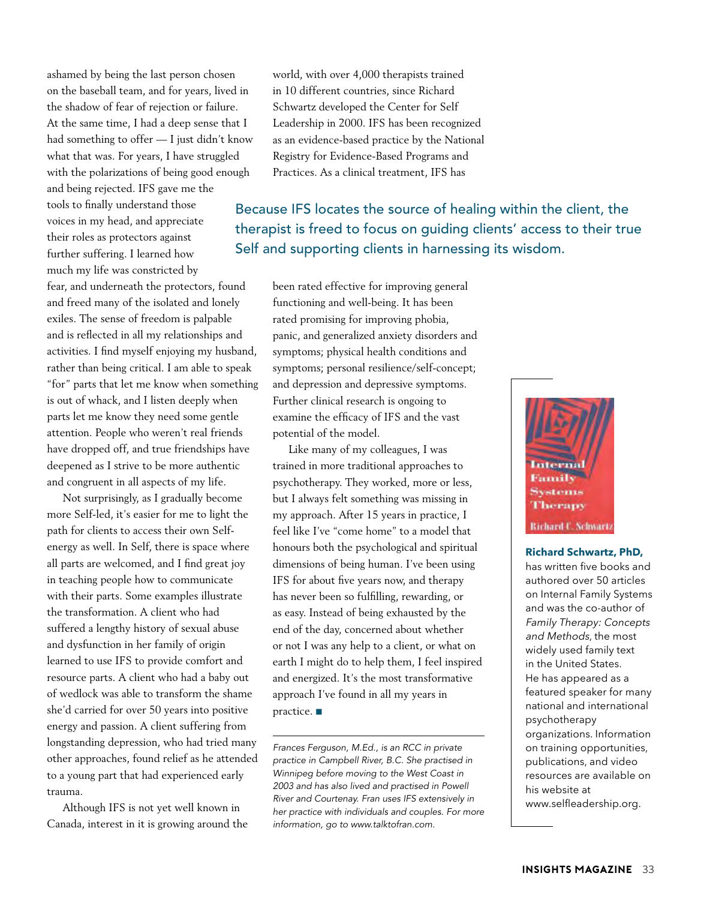ashamed by being the last person chosen on the baseball team, and for years, lived in the shadow of fear of rejection or failure. At the same time, I had a deep sense that I had something to offer — I just didn't know what that was. For years, I have struggled with the polarizations of being good enough and being rejected. IFS gave me the tools to finally understand those voices in my head, and appreciate their roles as protectors against further suffering. I learned how much my life was constricted by fear, and underneath the protectors, found and freed many of the isolated and lonely exiles. The sense of freedom is palpable and is reflected in all my relationships and activities. I find myself enjoying my husband, rather than being critical. I am able to speak "for" parts that let me know when something is out of whack, and I listen deeply when parts let me know they need some gentle attention. People who weren't real friends have dropped off, and true friendships have deepened as I strive to be more authentic and congruent in all aspects of my life.

Not surprisingly, as I gradually become more Self-led, it's easier for me to light the path for clients to access their own Self-energy as well. In Self, there is space where all parts are welcomed, and I find great joy in teaching people how to communicate with their parts. Some examples illustrate the transformation. A client who had suffered a lengthy history of sexual abuse and dysfunction in her family of origin learned to use IFS to provide comfort and resource parts. A client who had a baby out of wedlock was able to transform the shame she'd carried for over 50 years into positive energy and passion. A client suffering from longstanding depression, who had tried many other approaches, found relief as he attended to a young part that had experienced early trauma.

Although IFS is not yet well known in Canada, interest in it is growing around the world, with over 4,000 therapists trained in 10 different countries, since Richard Schwartz developed the Center for Self Leadership in 2000. IFS has been recognized as an evidence-based practice by the National Registry for Evidence-Based Programs and Practices. As a clinical treatment, IFS has been rated effective for improving general functioning and well-being. It has been rated promising for improving phobia, panic, and generalized anxiety disorders and symptoms; physical health conditions and symptoms; personal resilience/self-concept; and depression and depressive symptoms. Further clinical research is ongoing to examine the efficacy of IFS and the vast potential of the model.

> Because IFS locates the source of healing within the client, the therapist is freed to focus on guiding clients' access to their true Self and supporting clients in harnessing its wisdom.

Like many of my colleagues, I was trained in more traditional approaches to psychotherapy. They worked, more or less, but I always felt something was missing in my approach. After 15 years in practice, I feel like I've "come home" to a model that honours both the psychological and spiritual dimensions of being human. I've been using IFS for about five years now, and therapy has never been so fulfilling, rewarding, or as easy. Instead of being exhausted by the end of the day, concerned about whether or not I was any help to a client, or what on earth I might do to help them, I feel inspired and energized. It's the most transformative approach I've found in all my years in practice. ■

---

*Frances Ferguson, M.Ed., is an RCC in private practice in Campbell River, B.C. She practised in Winnipeg before moving to the West Coast in 2003 and has also lived and practised in Powell River and Courtenay. Fran uses IFS extensively in her practice with individuals and couples. For more information, go to www.talktofran.com.*

---

Internal Family Systems Therapy
Richard C. Schwartz

**Richard Schwartz, PhD,** has written five books and authored over 50 articles on Internal Family Systems and was the co-author of *Family Therapy: Concepts and Methods*, the most widely used family text in the United States. He has appeared as a featured speaker for many national and international psychotherapy organizations. Information on training opportunities, publications, and video resources are available on his website at www.selfleadership.org.